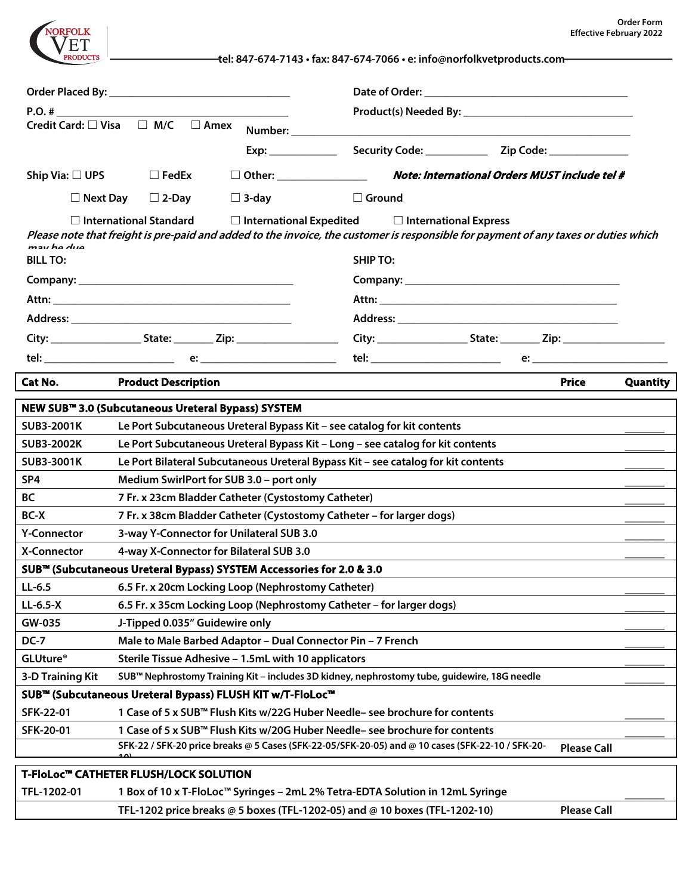NORFOLK VET PRODUCTS

**Order Form**
**Effective February 2022**

tel: 847-674-7143 • fax: 847-674-7066 • e: info@norfolkvetproducts.com

Order Placed By: ______________________________ Date of Order: ______________________________

P.O. # ______________________________ Product(s) Needed By: ______________________________

Credit Card: ☐ Visa ☐ M/C ☐ Amex Number: ______________________________

Exp: __________ Security Code: __________ Zip Code: __________

Ship Via: ☐ UPS ☐ FedEx ☐ Other: ______________ ***Note: International Orders MUST include tel #***

☐ Next Day ☐ 2-Day ☐ 3-day ☐ Ground

☐ International Standard ☐ International Expedited ☐ International Express

*Please note that freight is pre-paid and added to the invoice, the customer is responsible for payment of any taxes or duties which may be due*

**BILL TO:**

Company: ______________________________

Attn: ______________________________

Address: ______________________________

City: ______________ State: ______ Zip: ______________

tel: ______________ e: ______________

**SHIP TO:**

Company: ______________________________

Attn: ______________________________

Address: ______________________________

City: ______________ State: ______ Zip: ______________

tel: ______________ e: ______________

| Cat No. | Product Description | Price | Quantity |
|---|---|---|---|
| **NEW SUB™ 3.0 (Subcutaneous Ureteral Bypass) SYSTEM** | | | |
| SUB3-2001K | Le Port Subcutaneous Ureteral Bypass Kit – see catalog for kit contents | | _______ |
| SUB3-2002K | Le Port Subcutaneous Ureteral Bypass Kit – Long – see catalog for kit contents | | _______ |
| SUB3-3001K | Le Port Bilateral Subcutaneous Ureteral Bypass Kit – see catalog for kit contents | | _______ |
| SP4 | Medium SwirlPort for SUB 3.0 – port only | | _______ |
| BC | 7 Fr. x 23cm Bladder Catheter (Cystostomy Catheter) | | _______ |
| BC-X | 7 Fr. x 38cm Bladder Catheter (Cystostomy Catheter – for larger dogs) | | _______ |
| Y-Connector | 3-way Y-Connector for Unilateral SUB 3.0 | | _______ |
| X-Connector | 4-way X-Connector for Bilateral SUB 3.0 | | _______ |
| **SUB™ (Subcutaneous Ureteral Bypass) SYSTEM Accessories for 2.0 & 3.0** | | | |
| LL-6.5 | 6.5 Fr. x 20cm Locking Loop (Nephrostomy Catheter) | | _______ |
| LL-6.5-X | 6.5 Fr. x 35cm Locking Loop (Nephrostomy Catheter – for larger dogs) | | _______ |
| GW-035 | J-Tipped 0.035” Guidewire only | | _______ |
| DC-7 | Male to Male Barbed Adaptor – Dual Connector Pin – 7 French | | _______ |
| GLUture® | Sterile Tissue Adhesive – 1.5mL with 10 applicators | | _______ |
| 3-D Training Kit | SUB™ Nephrostomy Training Kit – includes 3D kidney, nephrostomy tube, guidewire, 18G needle | | _______ |
| **SUB™ (Subcutaneous Ureteral Bypass) FLUSH KIT w/T-FloLoc™** | | | |
| SFK-22-01 | 1 Case of 5 x SUB™ Flush Kits w/22G Huber Needle– see brochure for contents | | _______ |
| SFK-20-01 | 1 Case of 5 x SUB™ Flush Kits w/20G Huber Needle– see brochure for contents | | _______ |
| | SFK-22 / SFK-20 price breaks @ 5 Cases (SFK-22-05/SFK-20-05) and @ 10 cases (SFK-22-10 / SFK-20-10) | Please Call | |

| | | | |
|---|---|---|---|
| **T-FloLoc™ CATHETER FLUSH/LOCK SOLUTION** | | | |
| TFL-1202-01 | 1 Box of 10 x T-FloLoc™ Syringes – 2mL 2% Tetra-EDTA Solution in 12mL Syringe | | _______ |
| | TFL-1202 price breaks @ 5 boxes (TFL-1202-05) and @ 10 boxes (TFL-1202-10) | Please Call | |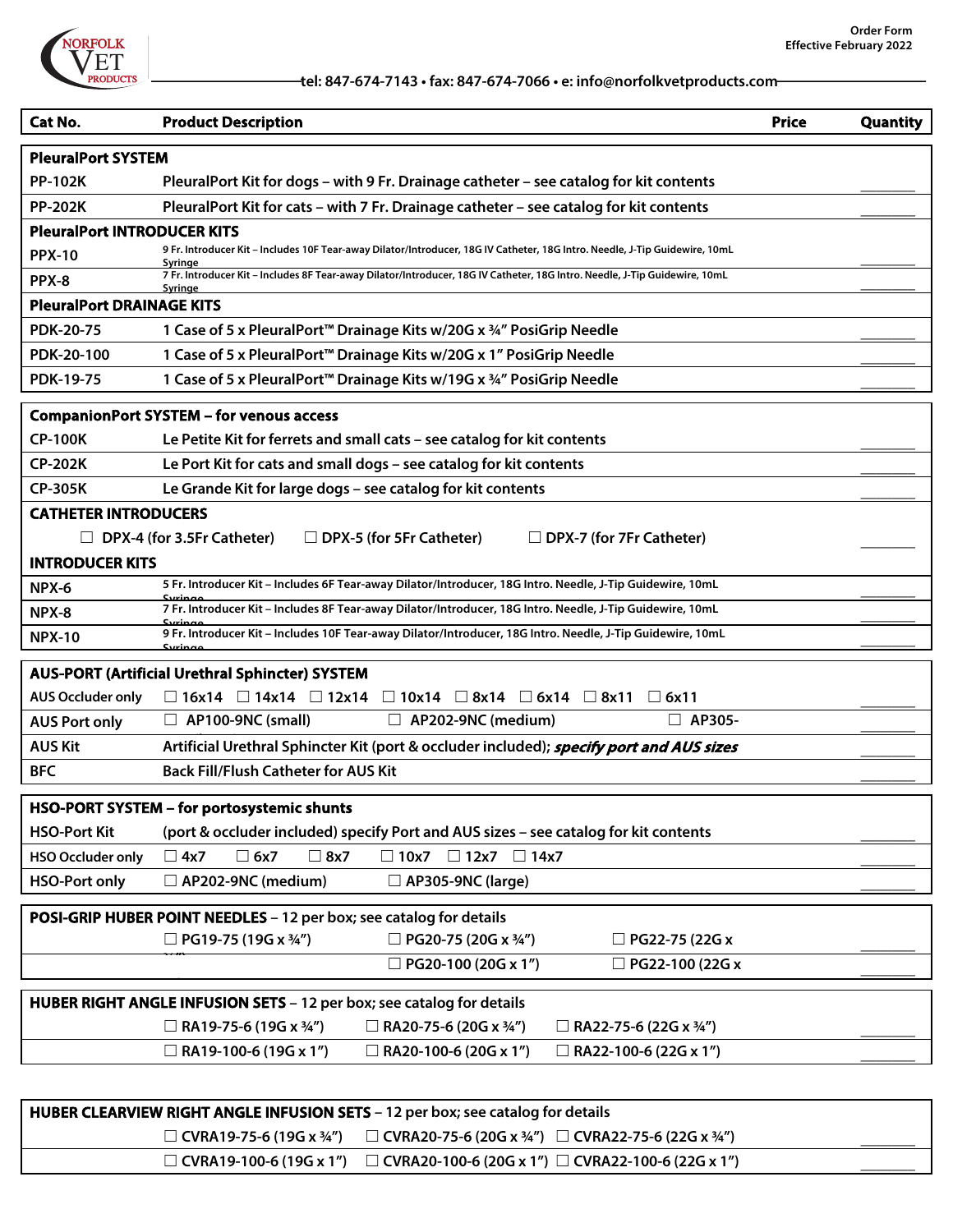**Order Form**
**Effective February 2022**

tel: 847-674-7143 • fax: 847-674-7066 • e: info@norfolkvetproducts.com

| Cat No. | Product Description | Price | Quantity |
|---|---|---|---|
| **PleuralPort SYSTEM** | | | |
| PP-102K | PleuralPort Kit for dogs – with 9 Fr. Drainage catheter – see catalog for kit contents | | _______ |
| PP-202K | PleuralPort Kit for cats – with 7 Fr. Drainage catheter – see catalog for kit contents | | _______ |
| **PleuralPort INTRODUCER KITS** | | | |
| PPX-10 | 9 Fr. Introducer Kit – Includes 10F Tear-away Dilator/Introducer, 18G IV Catheter, 18G Intro. Needle, J-Tip Guidewire, 10mL Syringe | | _______ |
| PPX-8 | 7 Fr. Introducer Kit – Includes 8F Tear-away Dilator/Introducer, 18G IV Catheter, 18G Intro. Needle, J-Tip Guidewire, 10mL Syringe | | _______ |
| **PleuralPort DRAINAGE KITS** | | | |
| PDK-20-75 | 1 Case of 5 x PleuralPort™ Drainage Kits w/20G x ¾" PosiGrip Needle | | _______ |
| PDK-20-100 | 1 Case of 5 x PleuralPort™ Drainage Kits w/20G x 1" PosiGrip Needle | | _______ |
| PDK-19-75 | 1 Case of 5 x PleuralPort™ Drainage Kits w/19G x ¾" PosiGrip Needle | | _______ |

| | | | |
|---|---|---|---|
| **CompanionPort SYSTEM – for venous access** | | | |
| CP-100K | Le Petite Kit for ferrets and small cats – see catalog for kit contents | | _______ |
| CP-202K | Le Port Kit for cats and small dogs – see catalog for kit contents | | _______ |
| CP-305K | Le Grande Kit for large dogs – see catalog for kit contents | | _______ |
| **CATHETER INTRODUCERS** | | | |
| | ☐ DPX-4 (for 3.5Fr Catheter) ☐ DPX-5 (for 5Fr Catheter) ☐ DPX-7 (for 7Fr Catheter) | | _______ |
| **INTRODUCER KITS** | | | |
| NPX-6 | 5 Fr. Introducer Kit – Includes 6F Tear-away Dilator/Introducer, 18G Intro. Needle, J-Tip Guidewire, 10mL Syringe | | _______ |
| NPX-8 | 7 Fr. Introducer Kit – Includes 8F Tear-away Dilator/Introducer, 18G Intro. Needle, J-Tip Guidewire, 10mL Syringe | | _______ |
| NPX-10 | 9 Fr. Introducer Kit – Includes 10F Tear-away Dilator/Introducer, 18G Intro. Needle, J-Tip Guidewire, 10mL Syringe | | _______ |

| | | | |
|---|---|---|---|
| **AUS-PORT (Artificial Urethral Sphincter) SYSTEM** | | | |
| AUS Occluder only | ☐ 16x14 ☐ 14x14 ☐ 12x14 ☐ 10x14 ☐ 8x14 ☐ 6x14 ☐ 8x11 ☐ 6x11 | | _______ |
| AUS Port only | ☐ AP100-9NC (small) ☐ AP202-9NC (medium) ☐ AP305- | | _______ |
| AUS Kit | Artificial Urethral Sphincter Kit (port & occluder included); ***specify port and AUS sizes*** | | _______ |
| BFC | Back Fill/Flush Catheter for AUS Kit | | _______ |

| | | | |
|---|---|---|---|
| **HSO-PORT SYSTEM – for portosystemic shunts** | | | |
| HSO-Port Kit | (port & occluder included) specify Port and AUS sizes – see catalog for kit contents | | _______ |
| HSO Occluder only | ☐ 4x7 ☐ 6x7 ☐ 8x7 ☐ 10x7 ☐ 12x7 ☐ 14x7 | | _______ |
| HSO-Port only | ☐ AP202-9NC (medium) ☐ AP305-9NC (large) | | _______ |

| | | |
|---|---|---|
| **POSI-GRIP HUBER POINT NEEDLES** – 12 per box; see catalog for details | | |
| | ☐ PG19-75 (19G x ¾") ☐ PG20-75 (20G x ¾") ☐ PG22-75 (22G x | _______ |
| | ☐ PG20-100 (20G x 1") ☐ PG22-100 (22G x | _______ |

| | | |
|---|---|---|
| **HUBER RIGHT ANGLE INFUSION SETS** – 12 per box; see catalog for details | | |
| | ☐ RA19-75-6 (19G x ¾") ☐ RA20-75-6 (20G x ¾") ☐ RA22-75-6 (22G x ¾") | _______ |
| | ☐ RA19-100-6 (19G x 1") ☐ RA20-100-6 (20G x 1") ☐ RA22-100-6 (22G x 1") | _______ |

| | | |
|---|---|---|
| **HUBER CLEARVIEW RIGHT ANGLE INFUSION SETS** – 12 per box; see catalog for details | | |
| | ☐ CVRA19-75-6 (19G x ¾") ☐ CVRA20-75-6 (20G x ¾") ☐ CVRA22-75-6 (22G x ¾") | _______ |
| | ☐ CVRA19-100-6 (19G x 1") ☐ CVRA20-100-6 (20G x 1") ☐ CVRA22-100-6 (22G x 1") | _______ |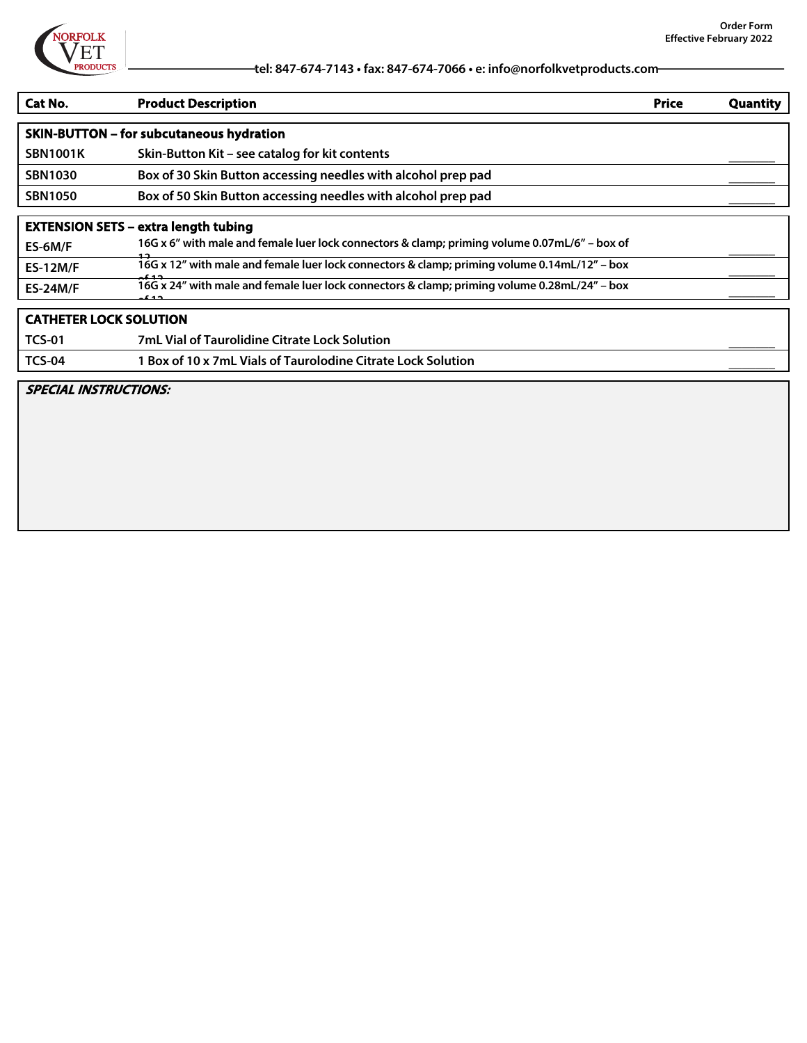Order Form
Effective February 2022

tel: 847-674-7143 • fax: 847-674-7066 • e: info@norfolkvetproducts.com

| Cat No. | Product Description | Price | Quantity |
|---|---|---|---|
| **SKIN-BUTTON – for subcutaneous hydration** | | | |
| SBN1001K | Skin-Button Kit – see catalog for kit contents | | _______ |
| SBN1030 | Box of 30 Skin Button accessing needles with alcohol prep pad | | _______ |
| SBN1050 | Box of 50 Skin Button accessing needles with alcohol prep pad | | _______ |
| **EXTENSION SETS – extra length tubing** | | | |
| ES-6M/F | 16G x 6" with male and female luer lock connectors & clamp; priming volume 0.07mL/6" – box of 12 | | _______ |
| ES-12M/F | 16G x 12" with male and female luer lock connectors & clamp; priming volume 0.14mL/12" – box of 12 | | _______ |
| ES-24M/F | 16G x 24" with male and female luer lock connectors & clamp; priming volume 0.28mL/24" – box of 12 | | _______ |
| **CATHETER LOCK SOLUTION** | | | |
| TCS-01 | 7mL Vial of Taurolidine Citrate Lock Solution | | _______ |
| TCS-04 | 1 Box of 10 x 7mL Vials of Taurolodine Citrate Lock Solution | | _______ |

***SPECIAL INSTRUCTIONS:***